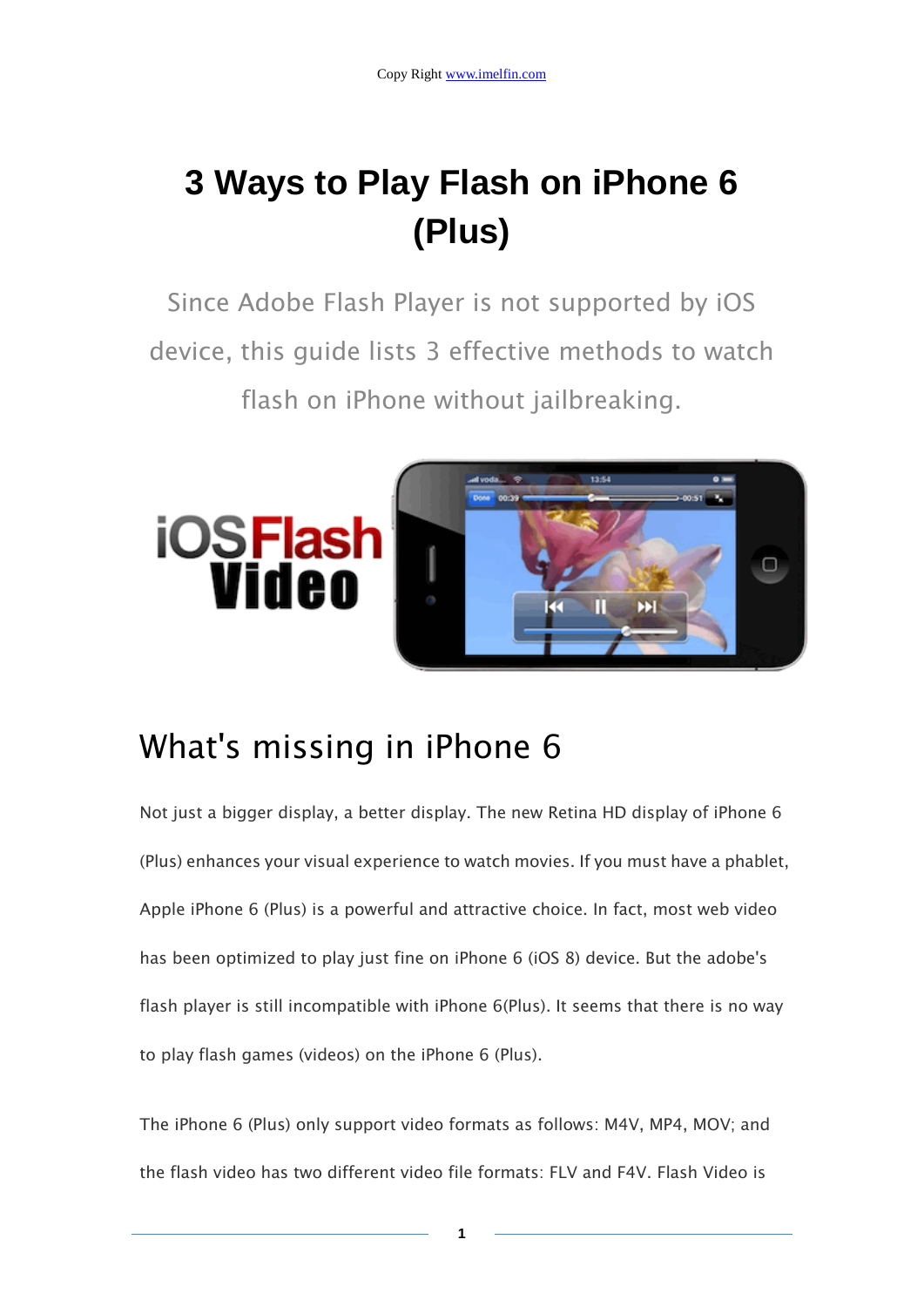Copy Right [www.imelfin.com](http://www.imelfin.com)

# 3 Ways to Play Flash on iPhone 6 (Plus)

Since Adobe Flash Player is not supported by iOS device, this guide lists 3 effective methods to watch flash on iPhone without jailbreaking.

## What's missing in iPhone 6

Not just a bigger display, a better display. The new Retina HD display of iPhone 6 (Plus) enhances your visual experience to watch movies. If you must have a phablet, Apple iPhone 6 (Plus) is a powerful and attractive choice. In fact, most web video has been optimized to play just fine on iPhone 6 (iOS 8) device. But the adobe's flash player is still incompatible with iPhone 6(Plus). It seems that there is no way to play flash games (videos) on the iPhone 6 (Plus).

The iPhone 6 (Plus) only support video formats as follows: M4V, MP4, MOV; and the flash video has two different video file formats: FLV and F4V. Flash Video is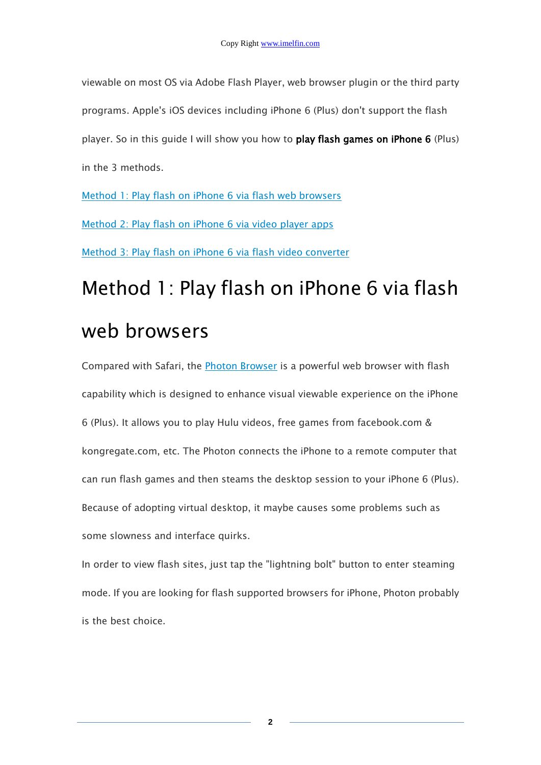viewable on most OS via Adobe Flash Player, web browser plugin or the third party programs. Apple's iOS devices including iPhone 6 (Plus) don't support the flash player. So in this guide I will show you how to **play flash games on iPhone 6** (Plus) in the 3 methods.

[Method 1: Play flash on iPhone 6 via flash web browsers](#method-1-play-flash-on-iphone-6-via-flash-web-browsers)

[Method 2: Play flash on iPhone 6 via video player apps](#method-2-play-flash-on-iphone-6-via-video-player-apps)

[Method 3: Play flash on iPhone 6 via flash video converter](#method-3-play-flash-on-iphone-6-via-flash-video-converter)

# Method 1: Play flash on iPhone 6 via flash web browsers

Compared with Safari, the Photon Browser is a powerful web browser with flash capability which is designed to enhance visual viewable experience on the iPhone 6 (Plus). It allows you to play Hulu videos, free games from facebook.com & kongregate.com, etc. The Photon connects the iPhone to a remote computer that can run flash games and then steams the desktop session to your iPhone 6 (Plus). Because of adopting virtual desktop, it maybe causes some problems such as some slowness and interface quirks.

In order to view flash sites, just tap the "lightning bolt" button to enter steaming mode. If you are looking for flash supported browsers for iPhone, Photon probably is the best choice.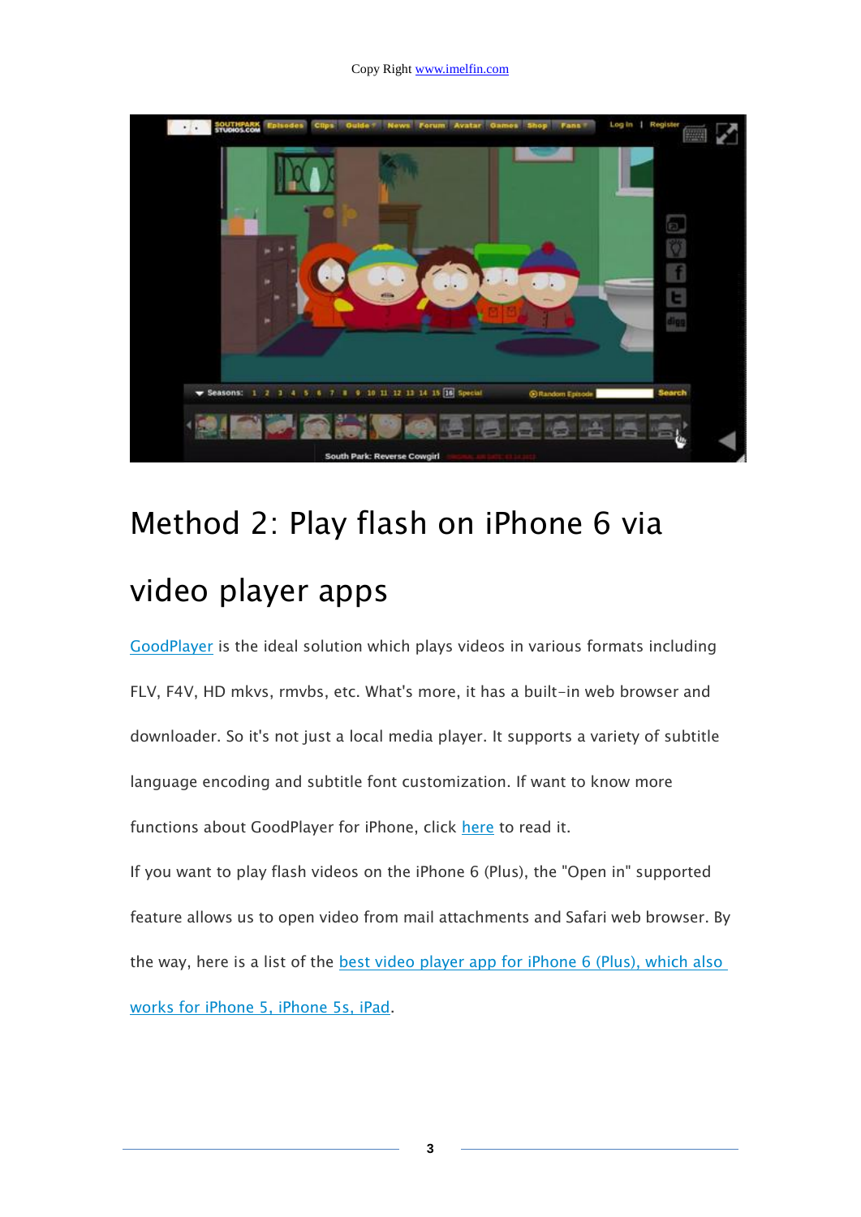## Method 2: Play flash on iPhone 6 via video player apps

GoodPlayer is the ideal solution which plays videos in various formats including FLV, F4V, HD mkvs, rmvbs, etc. What's more, it has a built-in web browser and downloader. So it's not just a local media player. It supports a variety of subtitle language encoding and subtitle font customization. If want to know more functions about GoodPlayer for iPhone, click here to read it.

If you want to play flash videos on the iPhone 6 (Plus), the "Open in" supported feature allows us to open video from mail attachments and Safari web browser. By the way, here is a list of the best video player app for iPhone 6 (Plus), which also works for iPhone 5, iPhone 5s, iPad.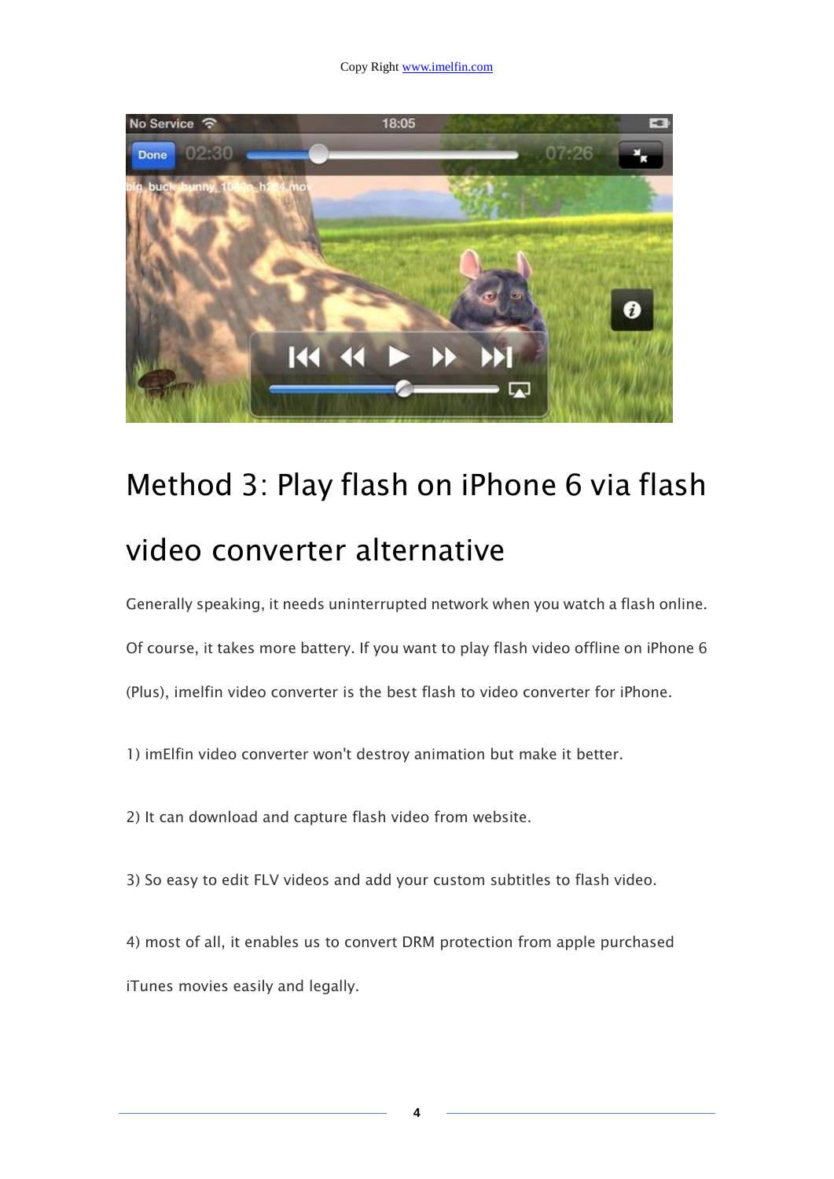# Method 3: Play flash on iPhone 6 via flash video converter alternative

Generally speaking, it needs uninterrupted network when you watch a flash online. Of course, it takes more battery. If you want to play flash video offline on iPhone 6 (Plus), imelfin video converter is the best flash to video converter for iPhone.

1) imElfin video converter won't destroy animation but make it better.

2) It can download and capture flash video from website.

3) So easy to edit FLV videos and add your custom subtitles to flash video.

4) most of all, it enables us to convert DRM protection from apple purchased iTunes movies easily and legally.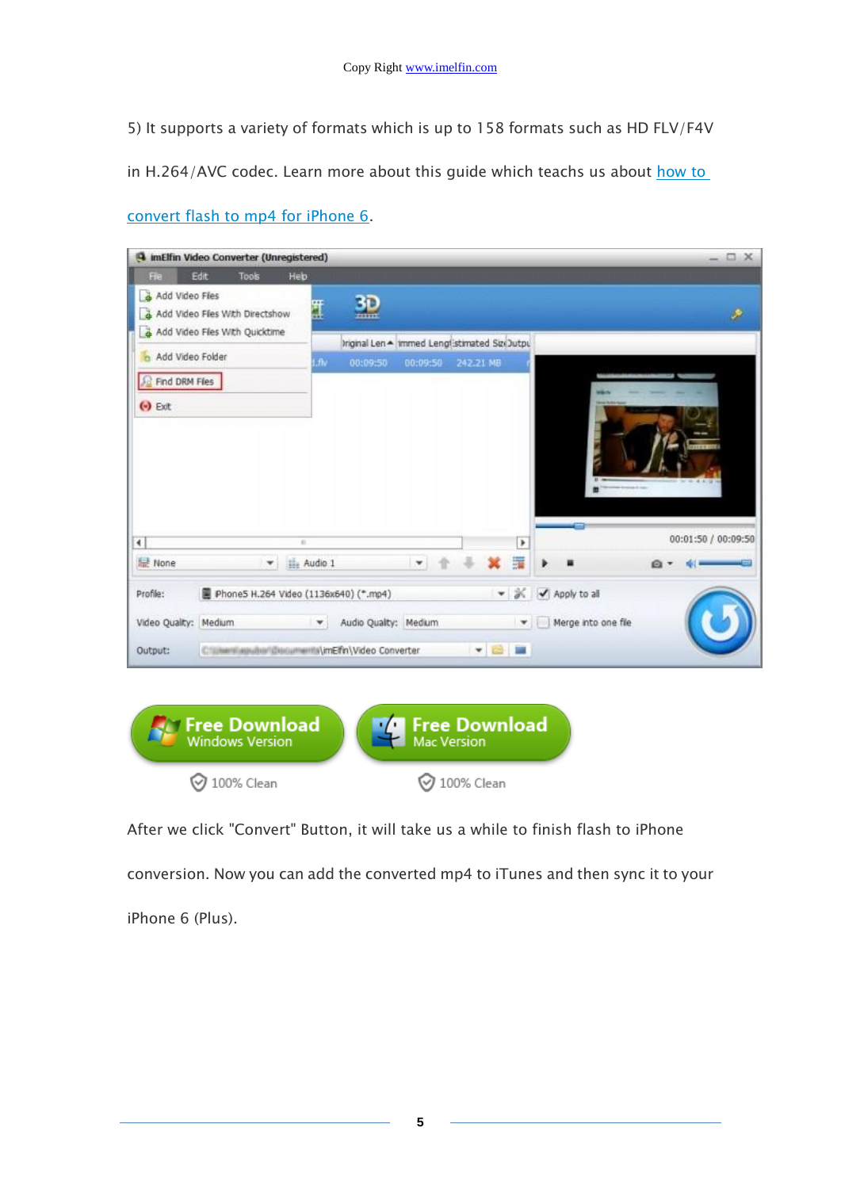5) It supports a variety of formats which is up to 158 formats such as HD FLV/F4V in H.264/AVC codec. Learn more about this guide which teachs us about how to convert flash to mp4 for iPhone 6.

After we click "Convert" Button, it will take us a while to finish flash to iPhone conversion. Now you can add the converted mp4 to iTunes and then sync it to your iPhone 6 (Plus).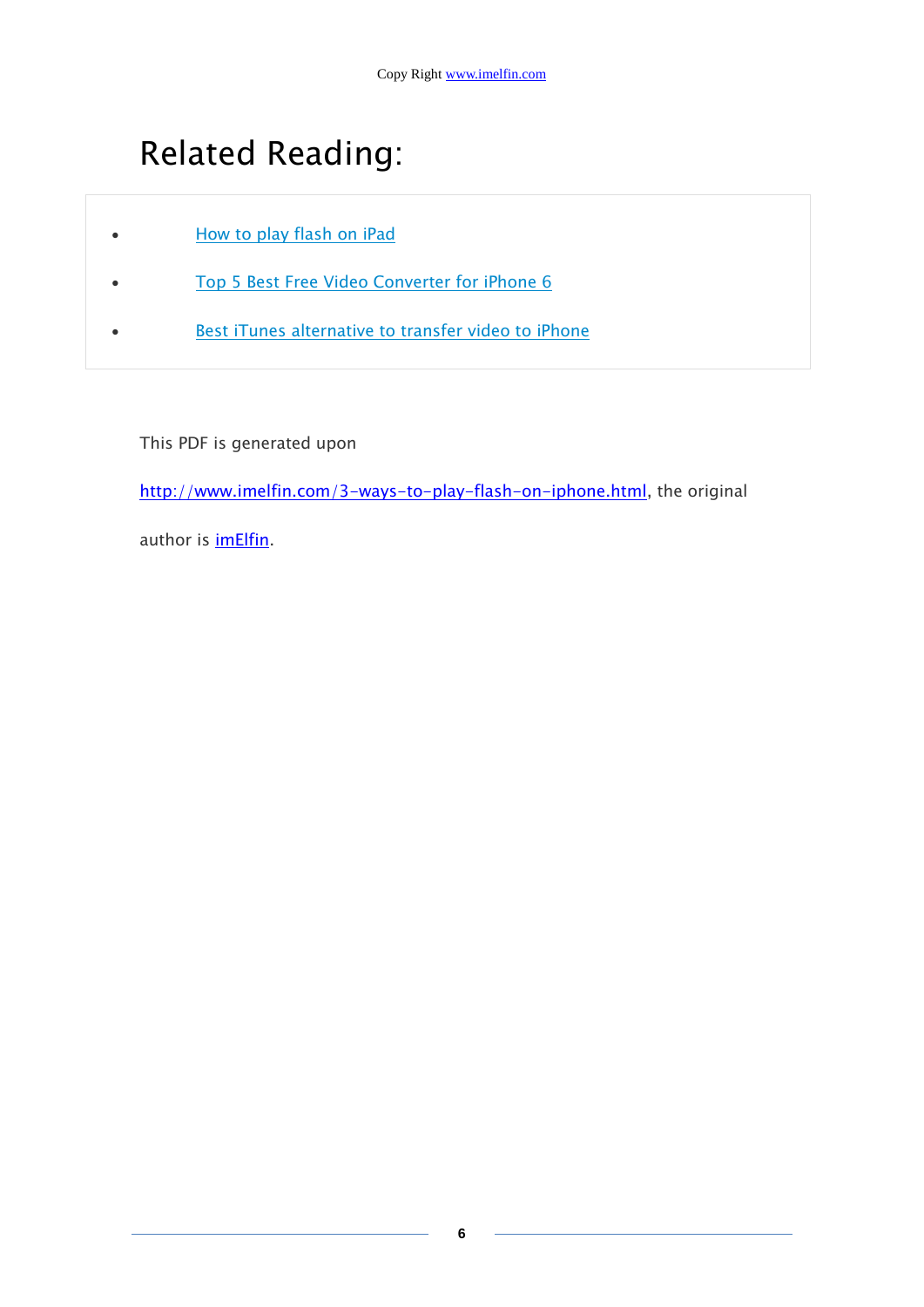# Related Reading:

- How to play flash on iPad
- Top 5 Best Free Video Converter for iPhone 6
- Best iTunes alternative to transfer video to iPhone

This PDF is generated upon

http://www.imelfin.com/3-ways-to-play-flash-on-iphone.html, the original

author is imElfin.